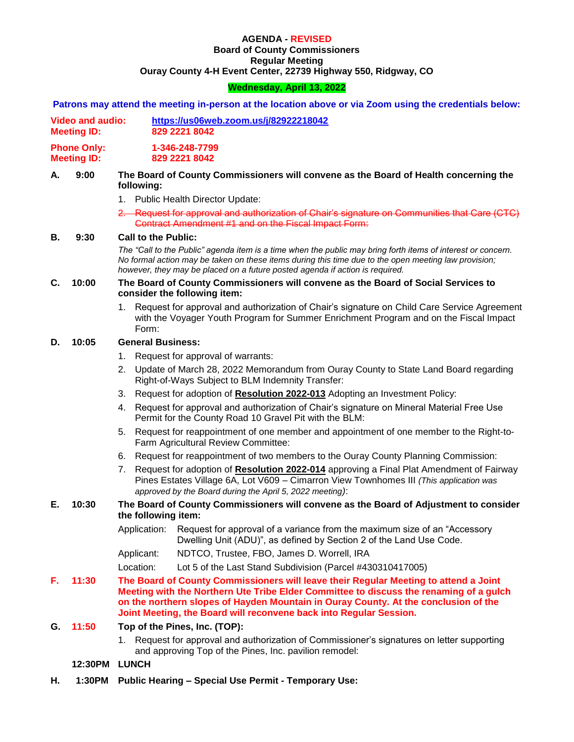# AGENDA - REVISED

## Board of County Commissioners
## Regular Meeting
## Ouray County 4-H Event Center, 22739 Highway 550, Ridgway, CO

**Wednesday, April 13, 2022**

**Patrons may attend the meeting in-person at the location above or via Zoom using the credentials below:**

**Video and audio:** **https://us06web.zoom.us/j/82922218042**
**Meeting ID:** **829 2221 8042**

**Phone Only:** **1-346-248-7799**
**Meeting ID:** **829 2221 8042**

**A. 9:00 The Board of County Commissioners will convene as the Board of Health concerning the following:**

1. Public Health Director Update:
2. ~~Request for approval and authorization of Chair's signature on Communities that Care (CTC) Contract Amendment #1 and on the Fiscal Impact Form:~~

**B. 9:30 Call to the Public:**

*The "Call to the Public" agenda item is a time when the public may bring forth items of interest or concern. No formal action may be taken on these items during this time due to the open meeting law provision; however, they may be placed on a future posted agenda if action is required.*

**C. 10:00 The Board of County Commissioners will convene as the Board of Social Services to consider the following item:**

1. Request for approval and authorization of Chair's signature on Child Care Service Agreement with the Voyager Youth Program for Summer Enrichment Program and on the Fiscal Impact Form:

**D. 10:05 General Business:**

1. Request for approval of warrants:
2. Update of March 28, 2022 Memorandum from Ouray County to State Land Board regarding Right-of-Ways Subject to BLM Indemnity Transfer:
3. Request for adoption of **Resolution 2022-013** Adopting an Investment Policy:
4. Request for approval and authorization of Chair's signature on Mineral Material Free Use Permit for the County Road 10 Gravel Pit with the BLM:
5. Request for reappointment of one member and appointment of one member to the Right-to-Farm Agricultural Review Committee:
6. Request for reappointment of two members to the Ouray County Planning Commission:
7. Request for adoption of **Resolution 2022-014** approving a Final Plat Amendment of Fairway Pines Estates Village 6A, Lot V609 – Cimarron View Townhomes III *(This application was approved by the Board during the April 5, 2022 meeting)*:

**E. 10:30 The Board of County Commissioners will convene as the Board of Adjustment to consider the following item:**

Application: Request for approval of a variance from the maximum size of an "Accessory Dwelling Unit (ADU)", as defined by Section 2 of the Land Use Code.

Applicant: NDTCO, Trustee, FBO, James D. Worrell, IRA

Location: Lot 5 of the Last Stand Subdivision (Parcel #430310417005)

**F. 11:30 The Board of County Commissioners will leave their Regular Meeting to attend a Joint Meeting with the Northern Ute Tribe Elder Committee to discuss the renaming of a gulch on the northern slopes of Hayden Mountain in Ouray County. At the conclusion of the Joint Meeting, the Board will reconvene back into Regular Session.**

**G. 11:50 Top of the Pines, Inc. (TOP):**

1. Request for approval and authorization of Commissioner's signatures on letter supporting and approving Top of the Pines, Inc. pavilion remodel:

**12:30PM LUNCH**

**H. 1:30PM Public Hearing – Special Use Permit - Temporary Use:**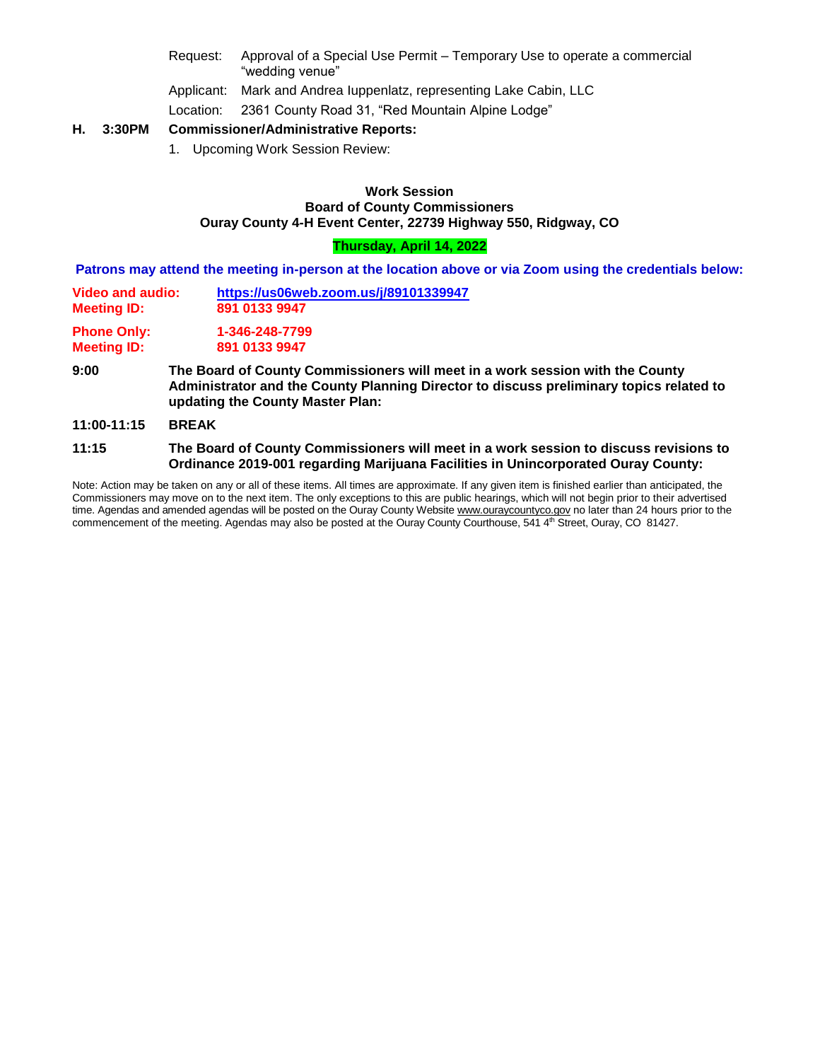Request: Approval of a Special Use Permit – Temporary Use to operate a commercial "wedding venue"

Applicant: Mark and Andrea Iuppenlatz, representing Lake Cabin, LLC

Location: 2361 County Road 31, "Red Mountain Alpine Lodge"

**H. 3:30PM Commissioner/Administrative Reports:**

1. Upcoming Work Session Review:

**Work Session**
**Board of County Commissioners**
**Ouray County 4-H Event Center, 22739 Highway 550, Ridgway, CO**

**Thursday, April 14, 2022**

**Patrons may attend the meeting in-person at the location above or via Zoom using the credentials below:**

**Video and audio:** **https://us06web.zoom.us/j/89101339947**
**Meeting ID:** **891 0133 9947**

**Phone Only:** **1-346-248-7799**
**Meeting ID:** **891 0133 9947**

**9:00** **The Board of County Commissioners will meet in a work session with the County Administrator and the County Planning Director to discuss preliminary topics related to updating the County Master Plan:**

**11:00-11:15** **BREAK**

**11:15** **The Board of County Commissioners will meet in a work session to discuss revisions to Ordinance 2019-001 regarding Marijuana Facilities in Unincorporated Ouray County:**

Note: Action may be taken on any or all of these items. All times are approximate. If any given item is finished earlier than anticipated, the Commissioners may move on to the next item. The only exceptions to this are public hearings, which will not begin prior to their advertised time. Agendas and amended agendas will be posted on the Ouray County Website www.ouraycountyco.gov no later than 24 hours prior to the commencement of the meeting. Agendas may also be posted at the Ouray County Courthouse, 541 4th Street, Ouray, CO 81427.